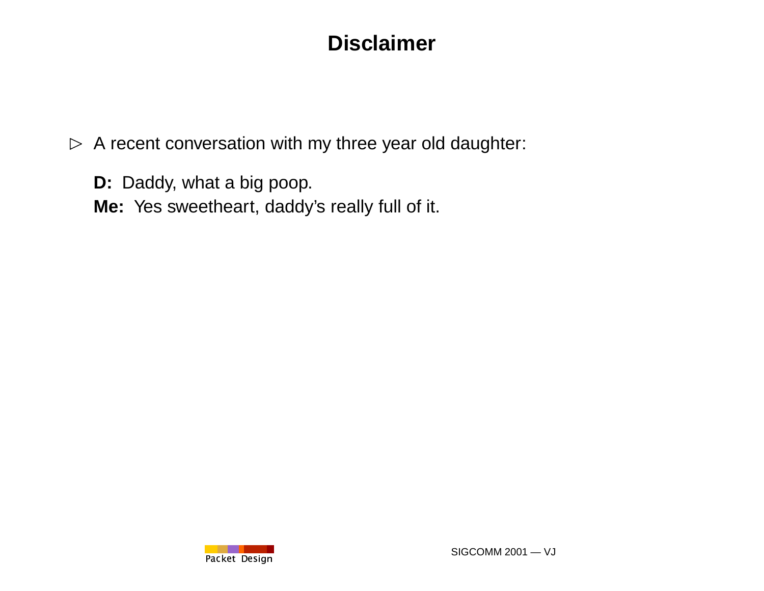# Disclaimer

- A recent conversation with my three year old daughter:

  **D:** Daddy, what a big poop.
  **Me:** Yes sweetheart, daddy's really full of it.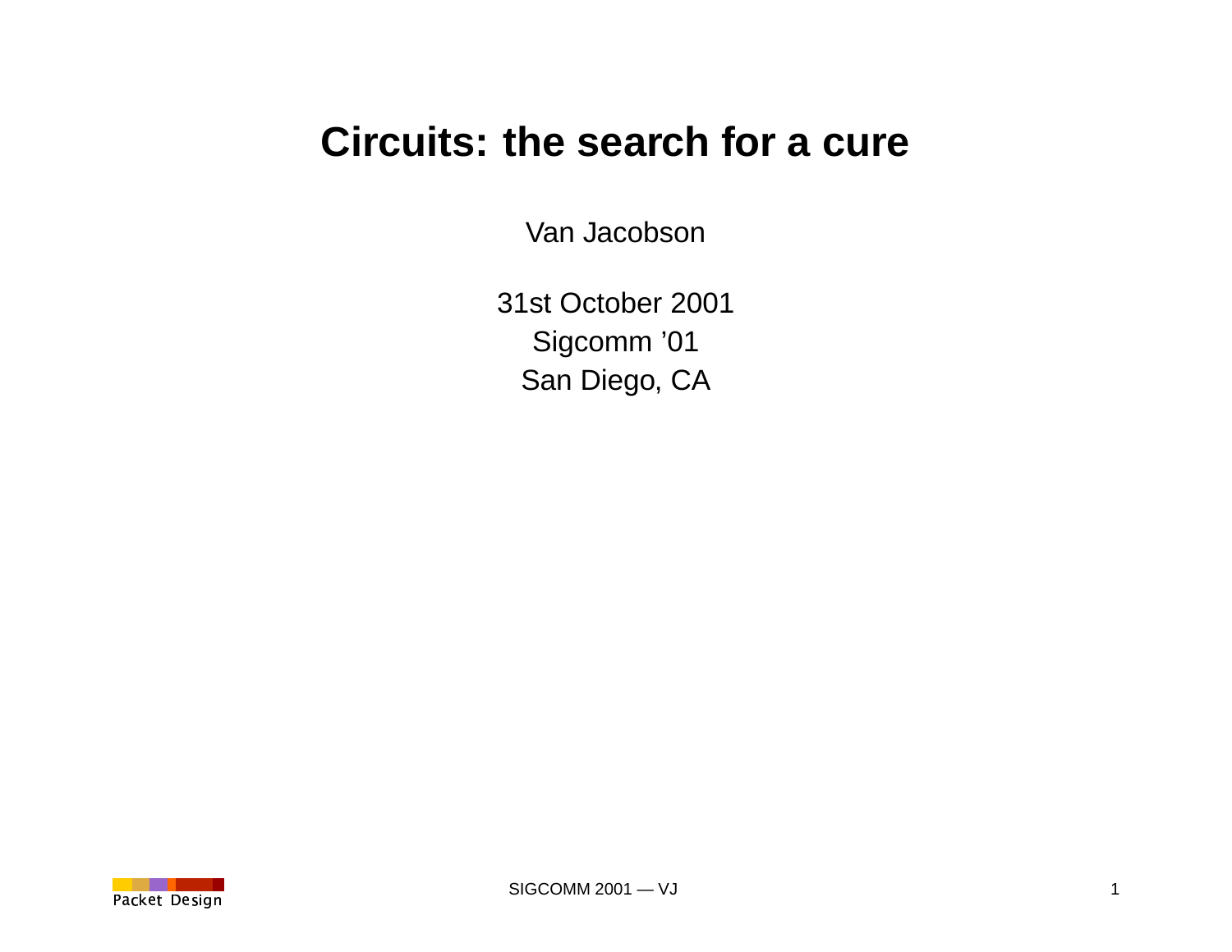# Circuits: the search for a cure

Van Jacobson

31st October 2001
Sigcomm '01
San Diego, CA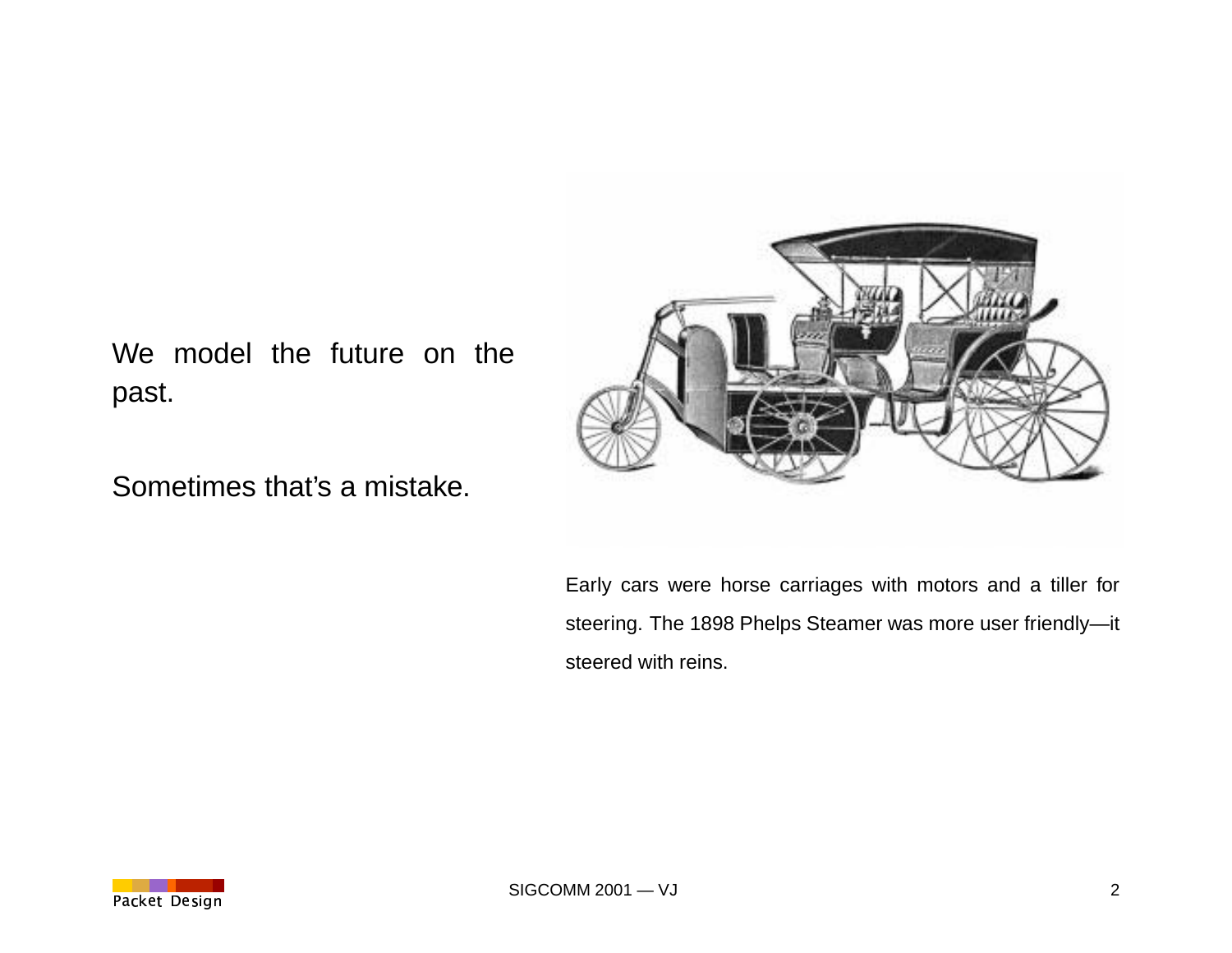We model the future on the past.

Sometimes that's a mistake.

Early cars were horse carriages with motors and a tiller for steering. The 1898 Phelps Steamer was more user friendly—it steered with reins.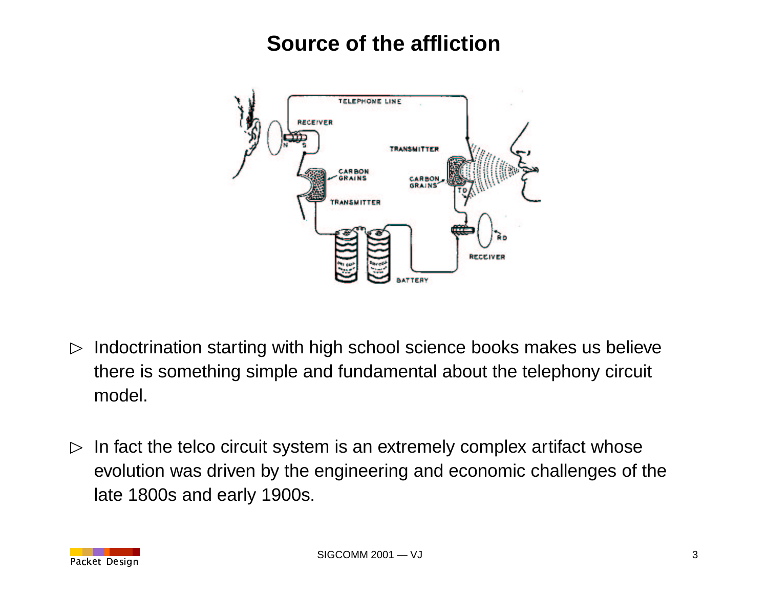# Source of the affliction

- Indoctrination starting with high school science books makes us believe there is something simple and fundamental about the telephony circuit model.

- In fact the telco circuit system is an extremely complex artifact whose evolution was driven by the engineering and economic challenges of the late 1800s and early 1900s.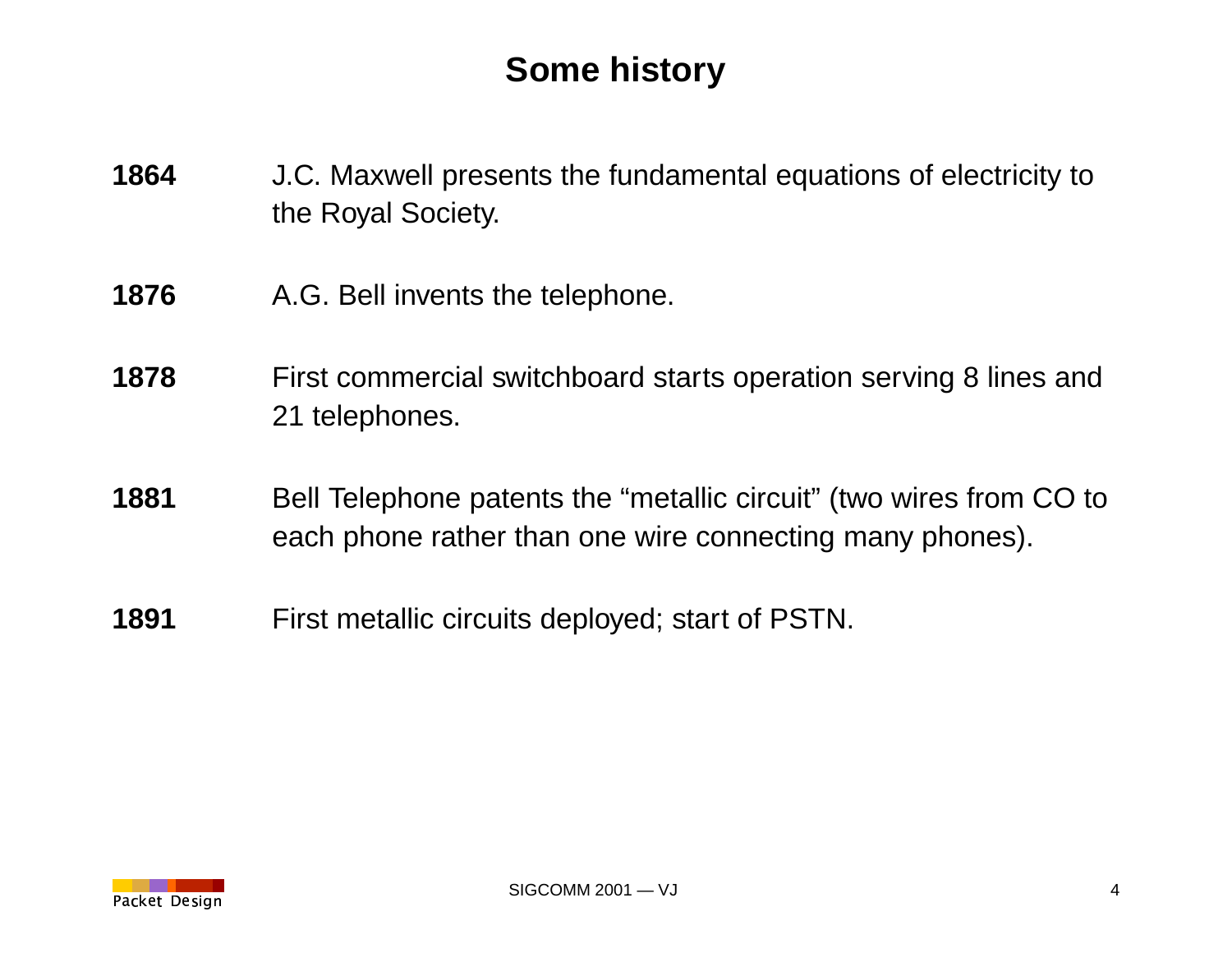# Some history

**1864** J.C. Maxwell presents the fundamental equations of electricity to the Royal Society.

**1876** A.G. Bell invents the telephone.

**1878** First commercial switchboard starts operation serving 8 lines and 21 telephones.

**1881** Bell Telephone patents the “metallic circuit” (two wires from CO to each phone rather than one wire connecting many phones).

**1891** First metallic circuits deployed; start of PSTN.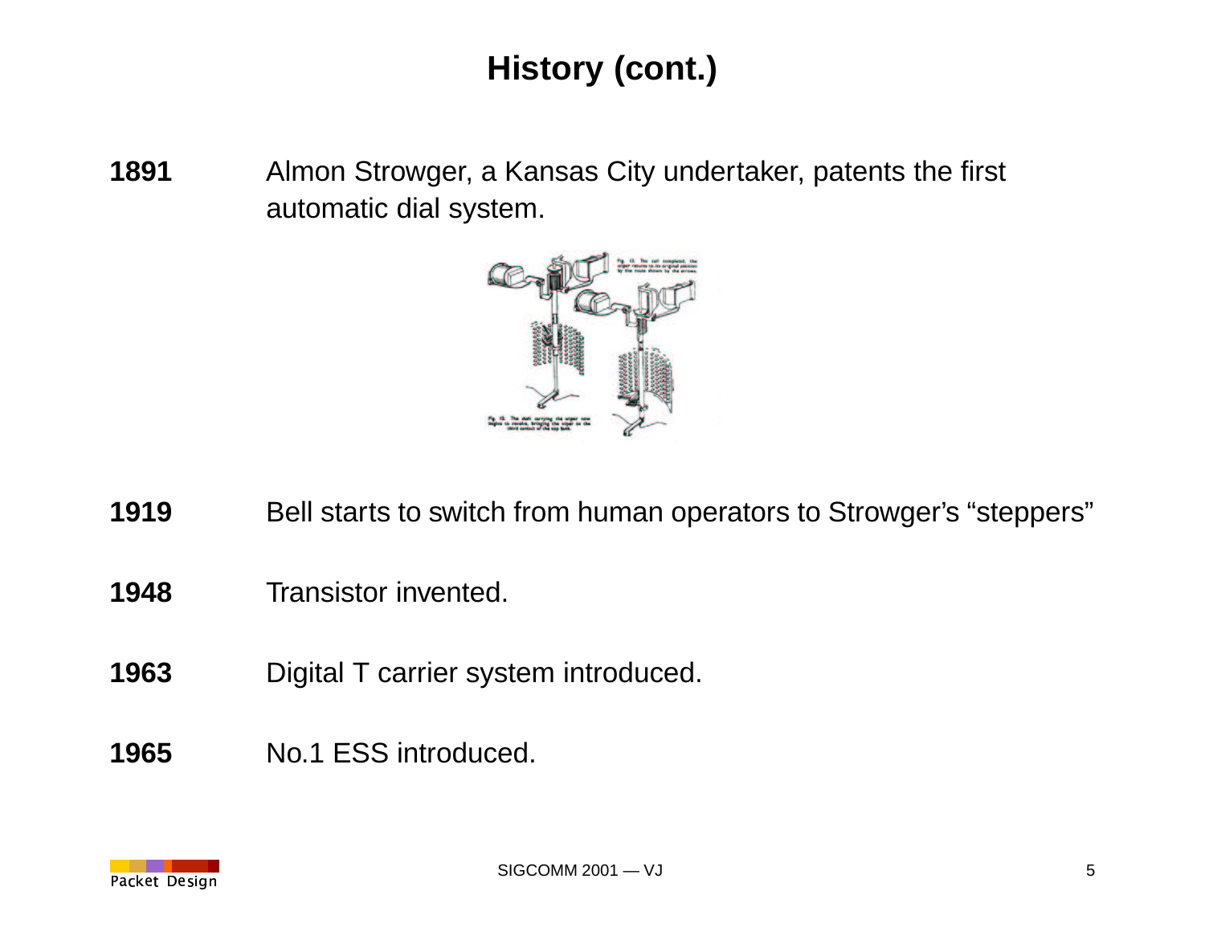# History (cont.)

**1891** Almon Strowger, a Kansas City undertaker, patents the first automatic dial system.

**1919** Bell starts to switch from human operators to Strowger's "steppers"

**1948** Transistor invented.

**1963** Digital T carrier system introduced.

**1965** No.1 ESS introduced.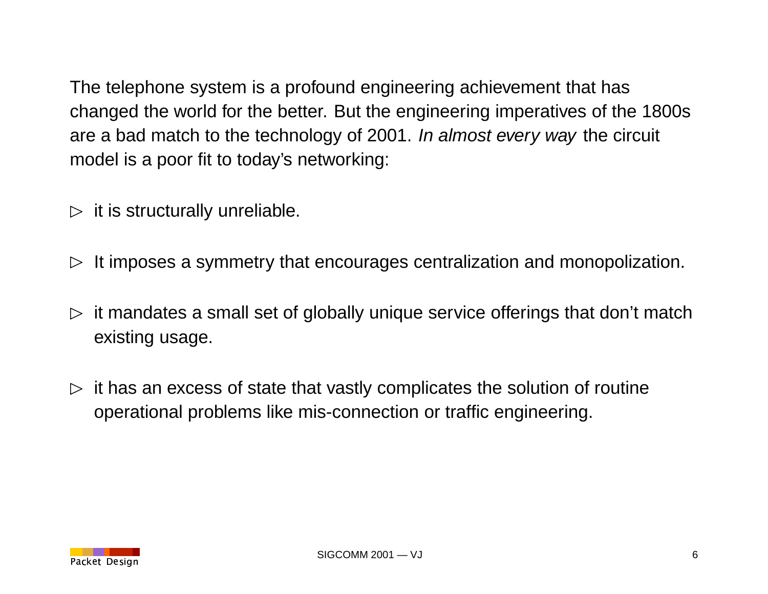The telephone system is a profound engineering achievement that has changed the world for the better. But the engineering imperatives of the 1800s are a bad match to the technology of 2001. *In almost every way* the circuit model is a poor fit to today's networking:

- it is structurally unreliable.
- It imposes a symmetry that encourages centralization and monopolization.
- it mandates a small set of globally unique service offerings that don't match existing usage.
- it has an excess of state that vastly complicates the solution of routine operational problems like mis-connection or traffic engineering.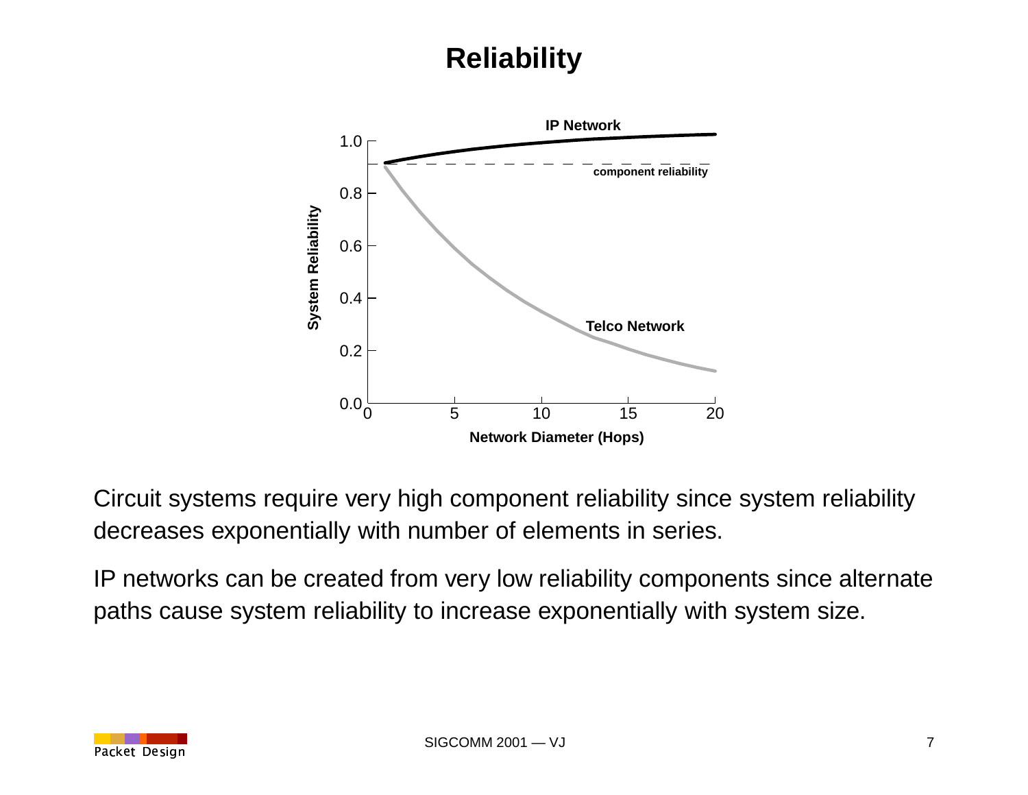# Reliability

Circuit systems require very high component reliability since system reliability decreases exponentially with number of elements in series.

IP networks can be created from very low reliability components since alternate paths cause system reliability to increase exponentially with system size.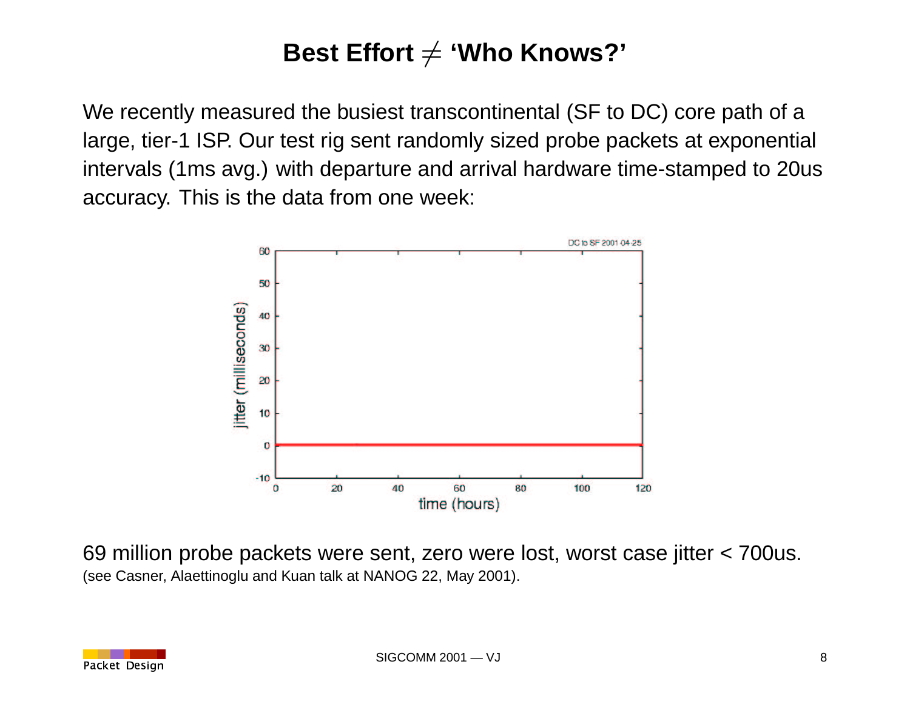# Best Effort ≠ 'Who Knows?'

We recently measured the busiest transcontinental (SF to DC) core path of a large, tier-1 ISP. Our test rig sent randomly sized probe packets at exponential intervals (1ms avg.) with departure and arrival hardware time-stamped to 20us accuracy. This is the data from one week:

69 million probe packets were sent, zero were lost, worst case jitter < 700us.
(see Casner, Alaettinoglu and Kuan talk at NANOG 22, May 2001).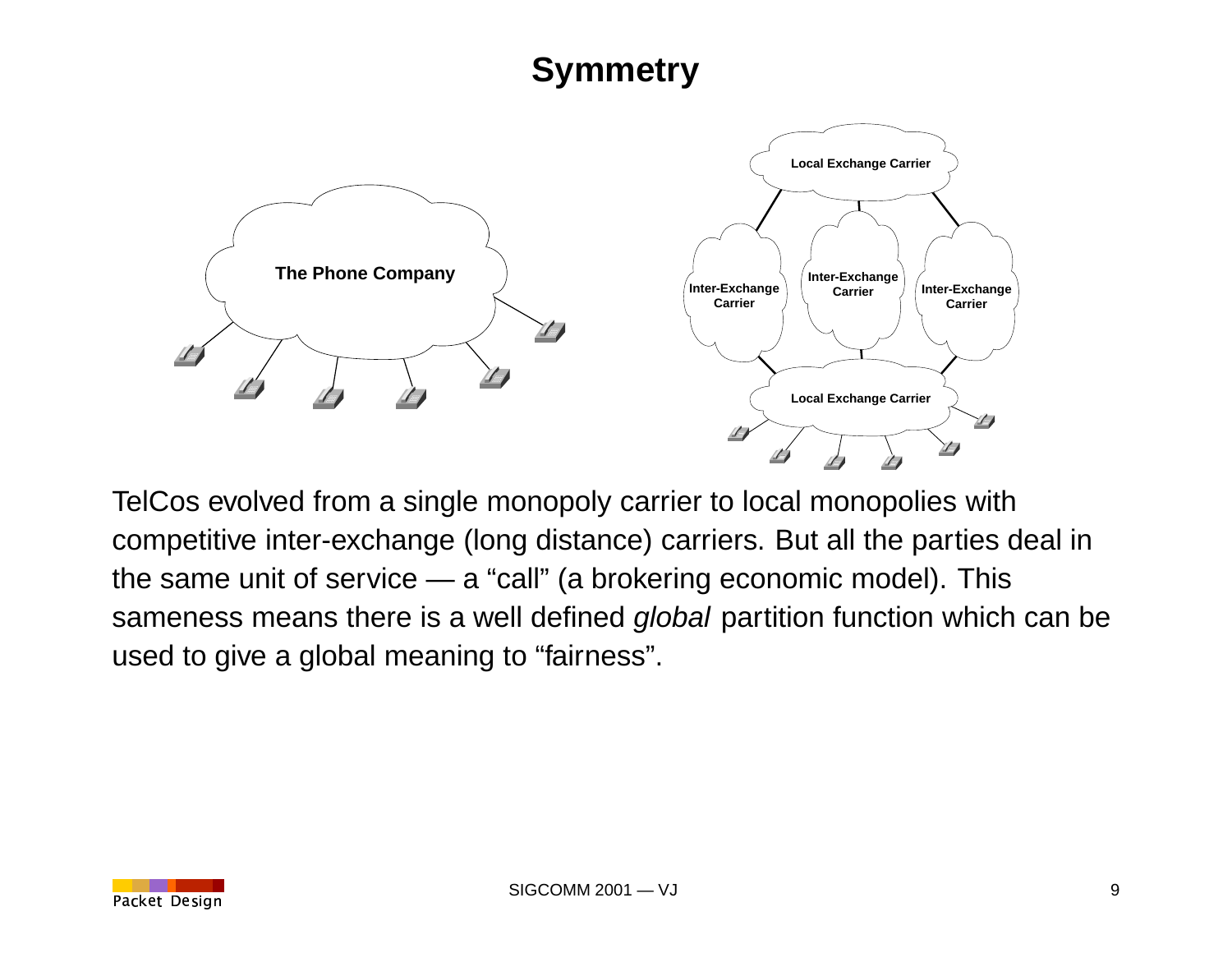# Symmetry

The Phone Company

Local Exchange Carrier

Inter-Exchange Carrier

Inter-Exchange Carrier

Inter-Exchange Carrier

Local Exchange Carrier

TelCos evolved from a single monopoly carrier to local monopolies with competitive inter-exchange (long distance) carriers. But all the parties deal in the same unit of service — a “call” (a brokering economic model). This sameness means there is a well defined *global* partition function which can be used to give a global meaning to “fairness”.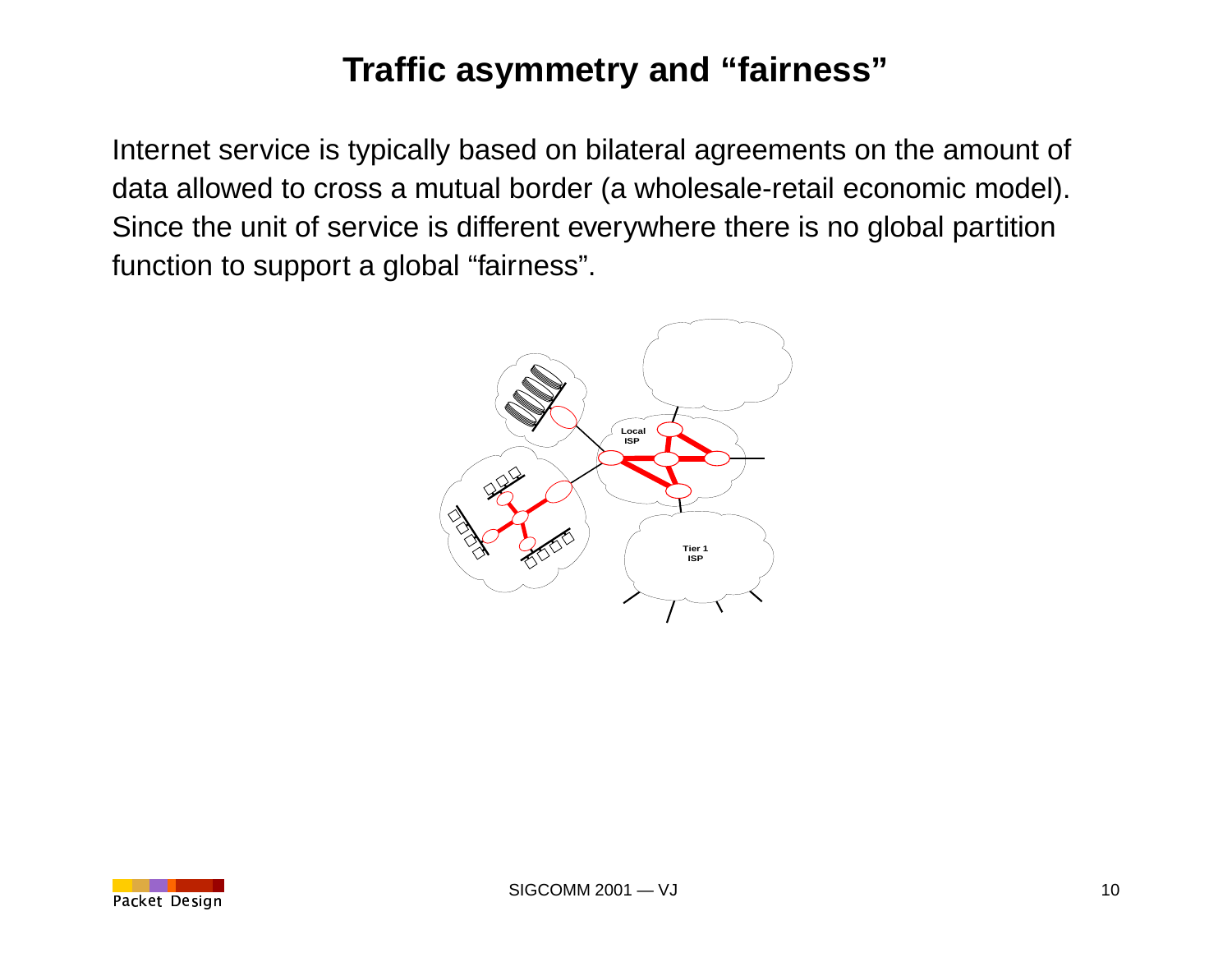# Traffic asymmetry and "fairness"

Internet service is typically based on bilateral agreements on the amount of data allowed to cross a mutual border (a wholesale-retail economic model). Since the unit of service is different everywhere there is no global partition function to support a global "fairness".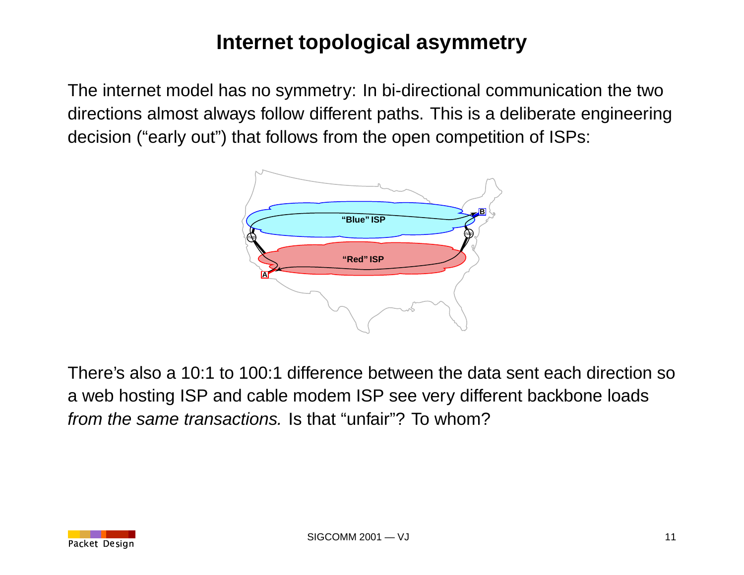# Internet topological asymmetry

The internet model has no symmetry: In bi-directional communication the two directions almost always follow different paths. This is a deliberate engineering decision ("early out") that follows from the open competition of ISPs:

There's also a 10:1 to 100:1 difference between the data sent each direction so a web hosting ISP and cable modem ISP see very different backbone loads *from the same transactions.* Is that "unfair"? To whom?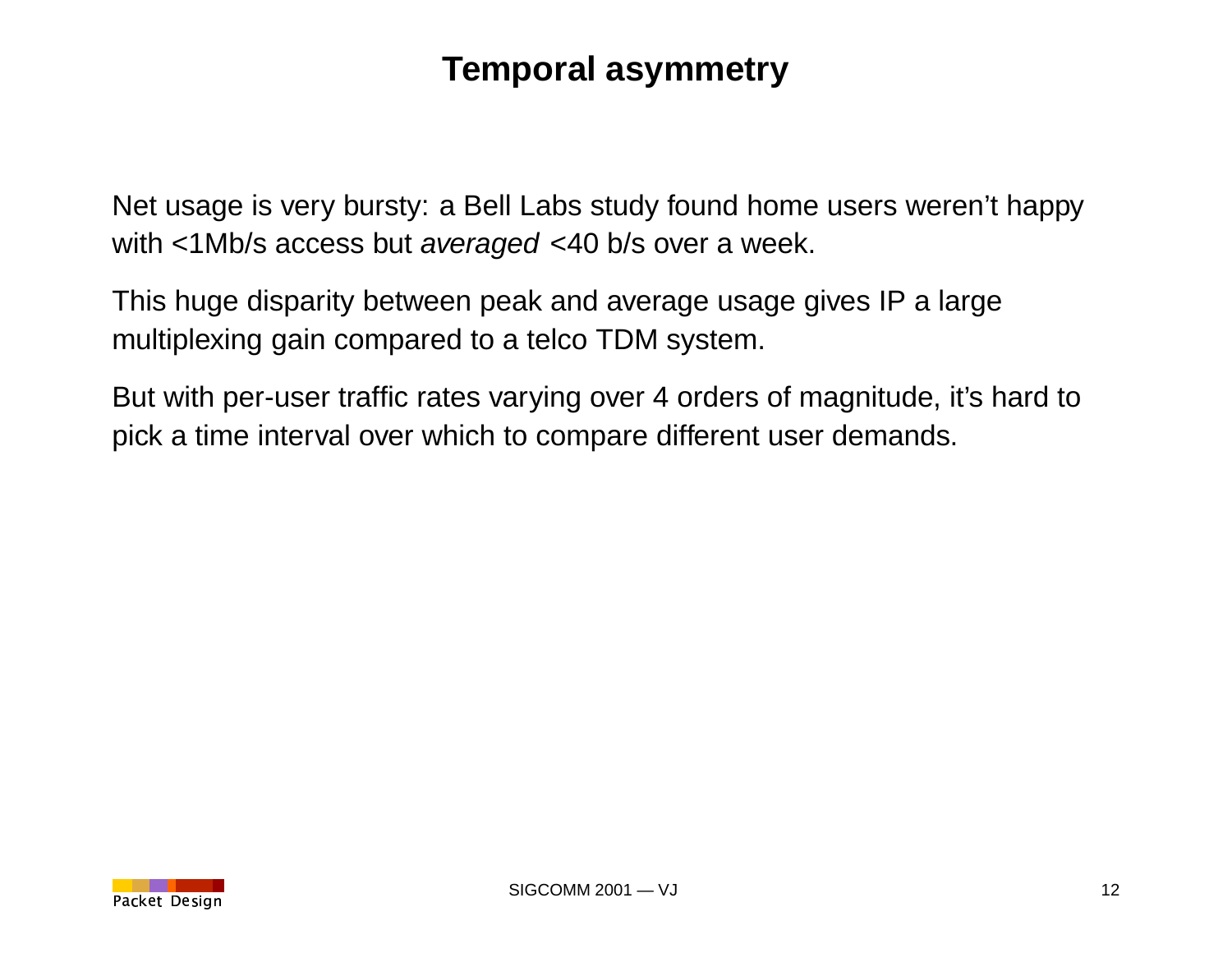# Temporal asymmetry

Net usage is very bursty: a Bell Labs study found home users weren't happy with <1Mb/s access but *averaged* <40 b/s over a week.

This huge disparity between peak and average usage gives IP a large multiplexing gain compared to a telco TDM system.

But with per-user traffic rates varying over 4 orders of magnitude, it's hard to pick a time interval over which to compare different user demands.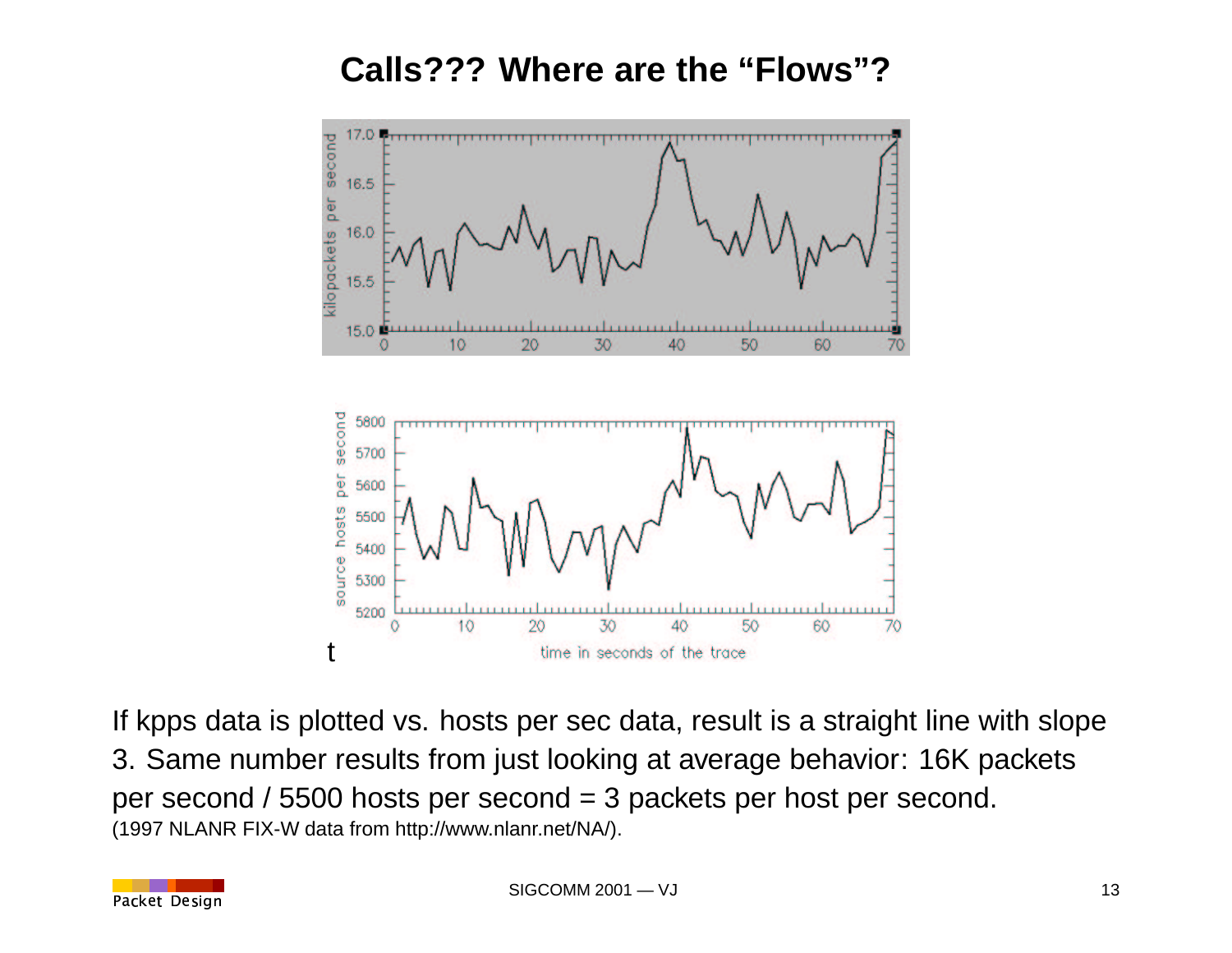# Calls??? Where are the “Flows”?

If kpps data is plotted vs. hosts per sec data, result is a straight line with slope 3. Same number results from just looking at average behavior: 16K packets per second / 5500 hosts per second = 3 packets per host per second.

(1997 NLANR FIX-W data from http://www.nlanr.net/NA/).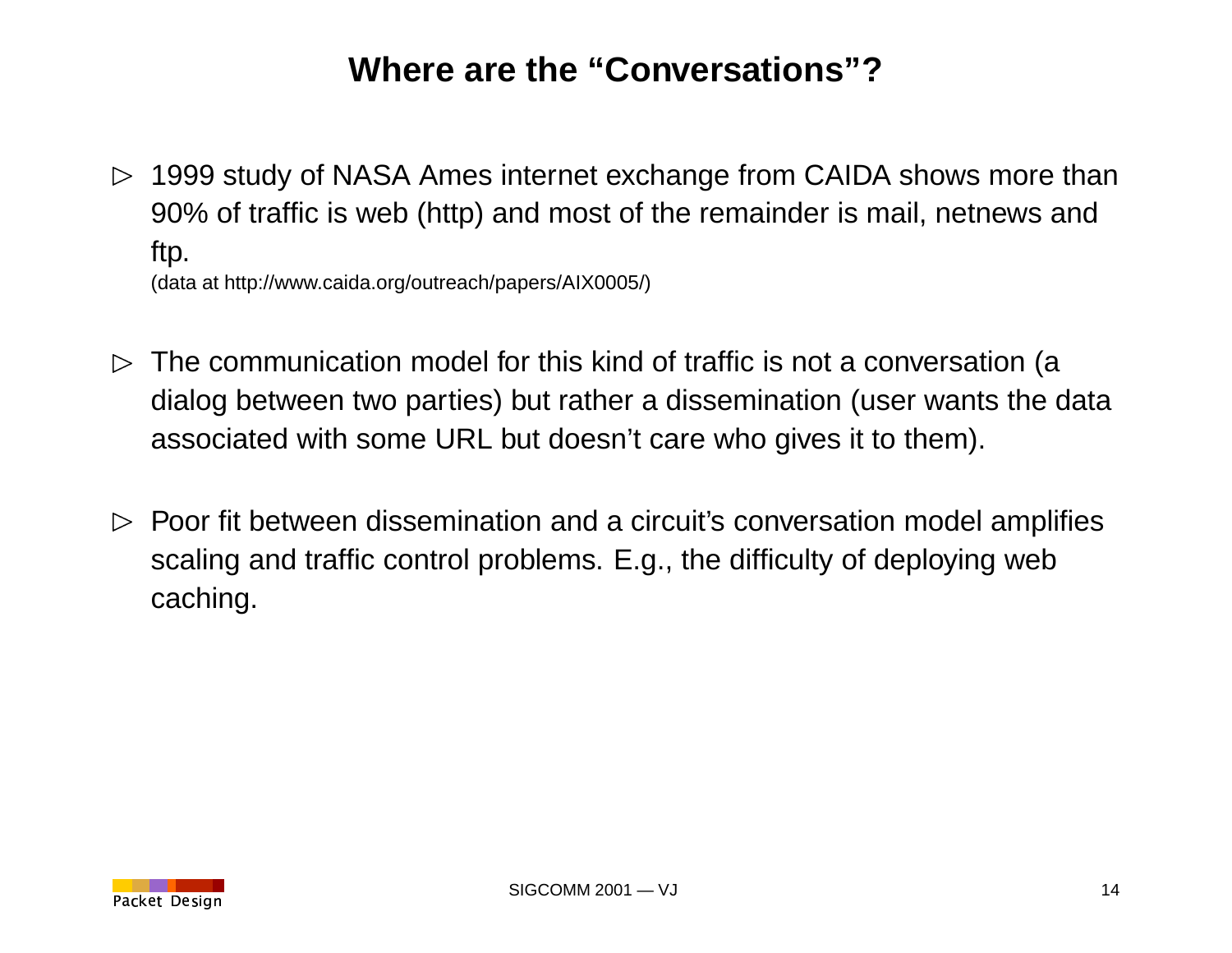# Where are the “Conversations”?

- 1999 study of NASA Ames internet exchange from CAIDA shows more than 90% of traffic is web (http) and most of the remainder is mail, netnews and ftp.
  (data at http://www.caida.org/outreach/papers/AIX0005/)

- The communication model for this kind of traffic is not a conversation (a dialog between two parties) but rather a dissemination (user wants the data associated with some URL but doesn’t care who gives it to them).

- Poor fit between dissemination and a circuit’s conversation model amplifies scaling and traffic control problems. E.g., the difficulty of deploying web caching.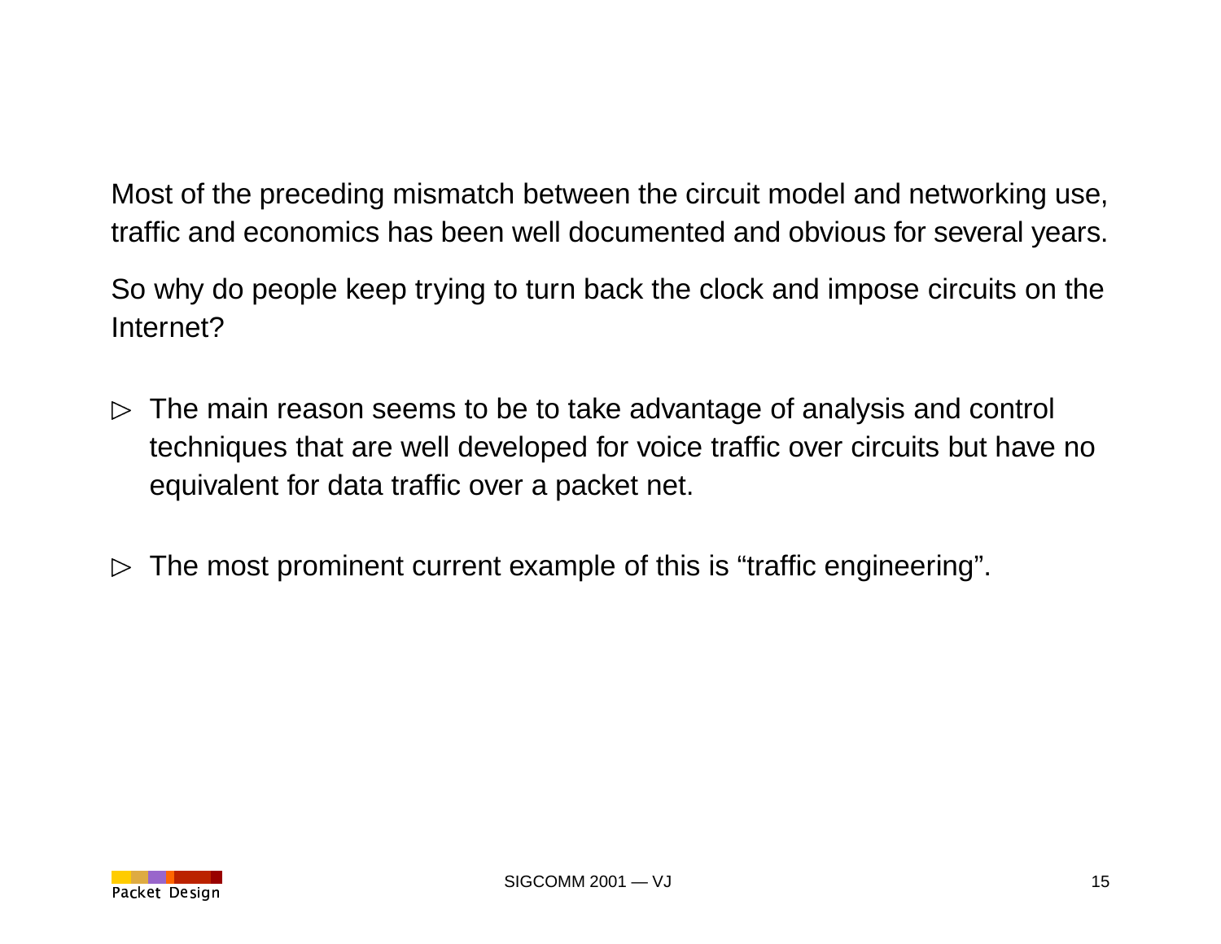Most of the preceding mismatch between the circuit model and networking use, traffic and economics has been well documented and obvious for several years.

So why do people keep trying to turn back the clock and impose circuits on the Internet?

- The main reason seems to be to take advantage of analysis and control techniques that are well developed for voice traffic over circuits but have no equivalent for data traffic over a packet net.
- The most prominent current example of this is “traffic engineering”.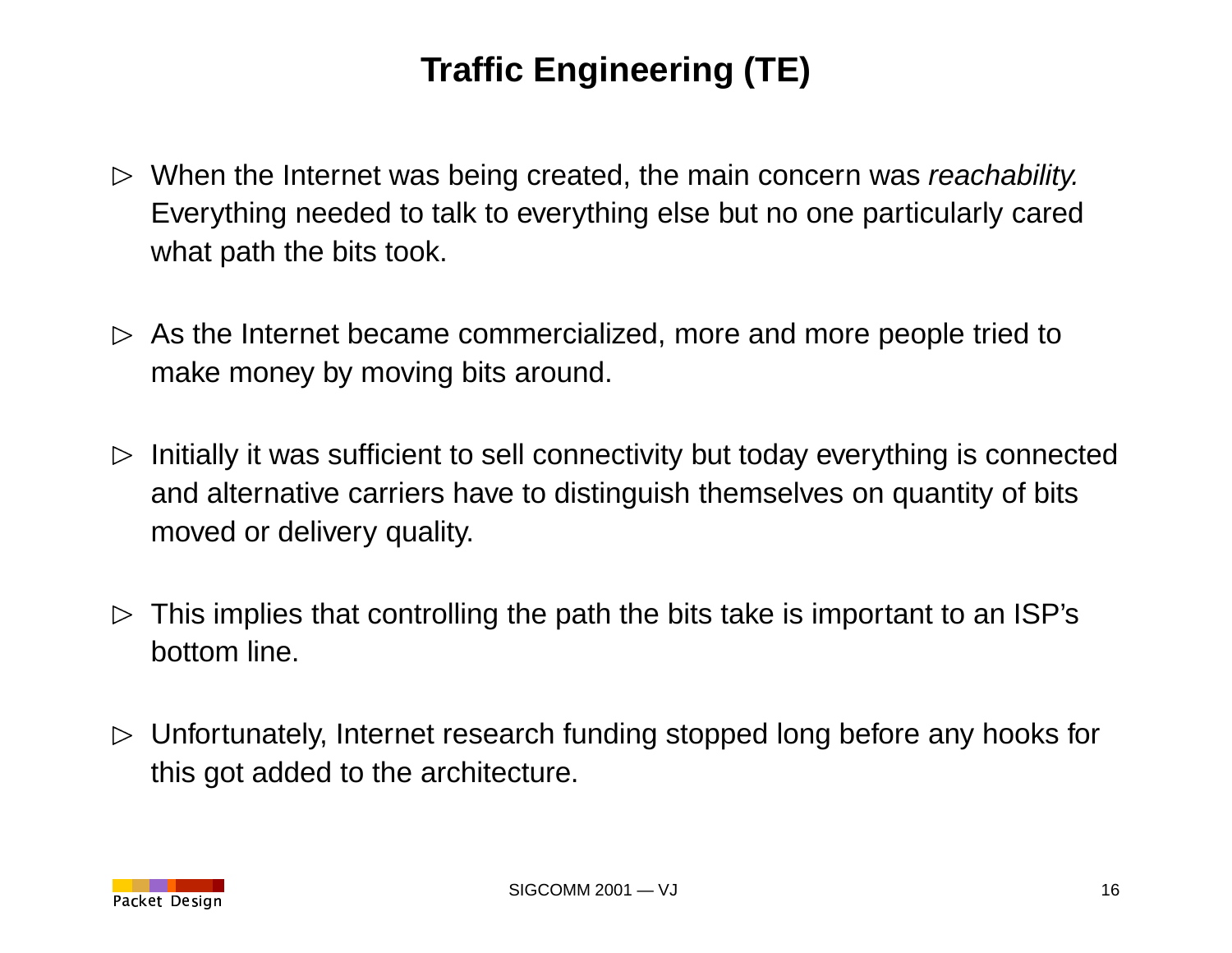# Traffic Engineering (TE)

- When the Internet was being created, the main concern was *reachability.* Everything needed to talk to everything else but no one particularly cared what path the bits took.

- As the Internet became commercialized, more and more people tried to make money by moving bits around.

- Initially it was sufficient to sell connectivity but today everything is connected and alternative carriers have to distinguish themselves on quantity of bits moved or delivery quality.

- This implies that controlling the path the bits take is important to an ISP's bottom line.

- Unfortunately, Internet research funding stopped long before any hooks for this got added to the architecture.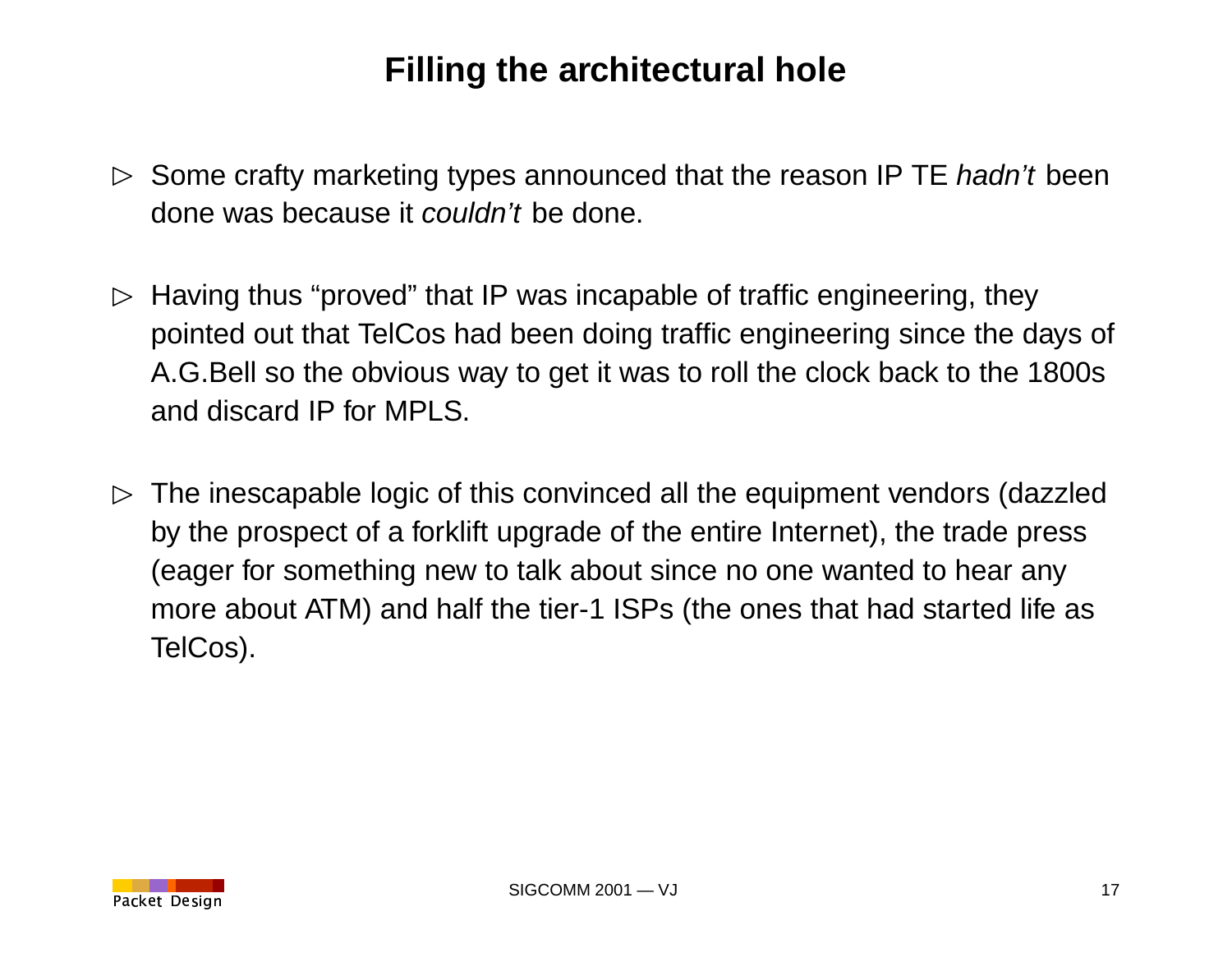# Filling the architectural hole

- Some crafty marketing types announced that the reason IP TE *hadn't* been done was because it *couldn't* be done.
- Having thus "proved" that IP was incapable of traffic engineering, they pointed out that TelCos had been doing traffic engineering since the days of A.G.Bell so the obvious way to get it was to roll the clock back to the 1800s and discard IP for MPLS.
- The inescapable logic of this convinced all the equipment vendors (dazzled by the prospect of a forklift upgrade of the entire Internet), the trade press (eager for something new to talk about since no one wanted to hear any more about ATM) and half the tier-1 ISPs (the ones that had started life as TelCos).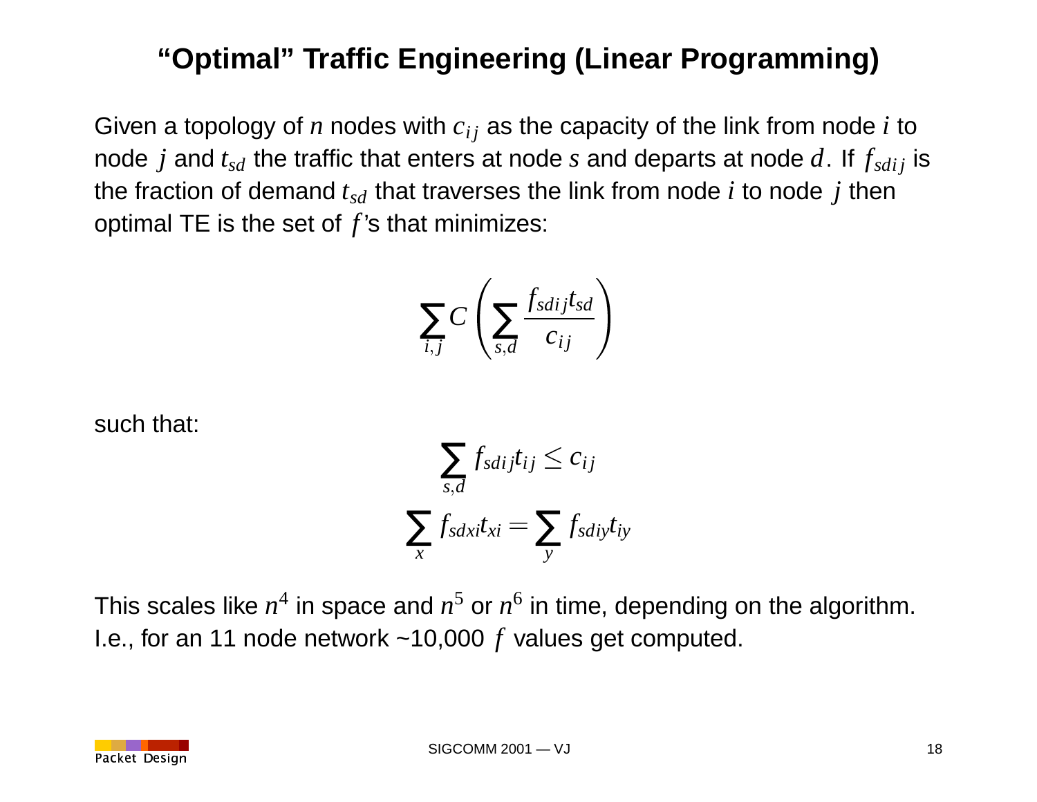# "Optimal" Traffic Engineering (Linear Programming)

Given a topology of $n$ nodes with $c_{ij}$ as the capacity of the link from node $i$ to node $j$ and $t_{sd}$ the traffic that enters at node $s$ and departs at node $d$. If $f_{sdij}$ is the fraction of demand $t_{sd}$ that traverses the link from node $i$ to node $j$ then optimal TE is the set of $f$'s that minimizes:

$$\sum_{i,j} C\left(\sum_{s,d} \frac{f_{sdij}t_{sd}}{c_{ij}}\right)$$

such that:

$$\sum_{s,d} f_{sdij}t_{ij} \leq c_{ij}$$

$$\sum_{x} f_{sdxi}t_{xi} = \sum_{y} f_{sdiy}t_{iy}$$

This scales like $n^4$ in space and $n^5$ or $n^6$ in time, depending on the algorithm. I.e., for an 11 node network ~10,000 $f$ values get computed.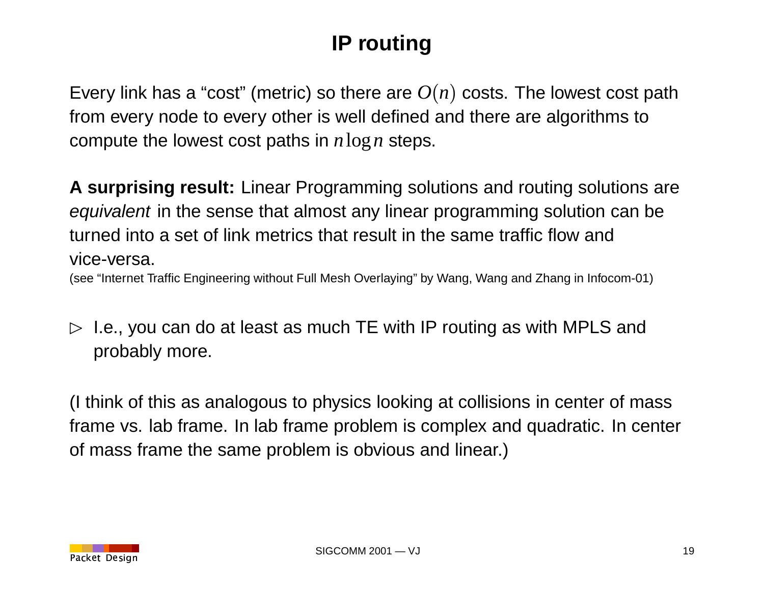# IP routing

Every link has a "cost" (metric) so there are $O(n)$ costs. The lowest cost path from every node to every other is well defined and there are algorithms to compute the lowest cost paths in $n \log n$ steps.

**A surprising result:** Linear Programming solutions and routing solutions are *equivalent* in the sense that almost any linear programming solution can be turned into a set of link metrics that result in the same traffic flow and vice-versa.
(see "Internet Traffic Engineering without Full Mesh Overlaying" by Wang, Wang and Zhang in Infocom-01)

- I.e., you can do at least as much TE with IP routing as with MPLS and probably more.

(I think of this as analogous to physics looking at collisions in center of mass frame vs. lab frame. In lab frame problem is complex and quadratic. In center of mass frame the same problem is obvious and linear.)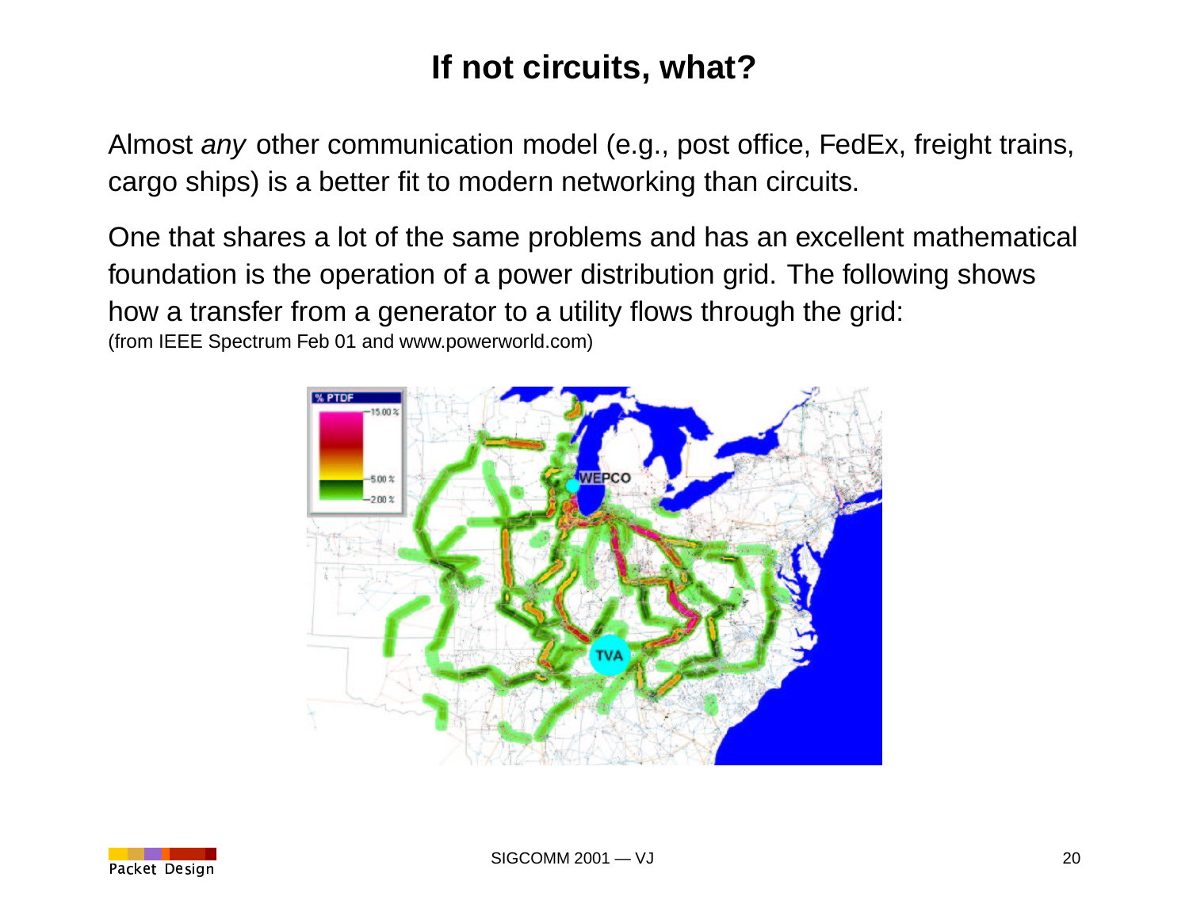# If not circuits, what?

Almost *any* other communication model (e.g., post office, FedEx, freight trains, cargo ships) is a better fit to modern networking than circuits.

One that shares a lot of the same problems and has an excellent mathematical foundation is the operation of a power distribution grid. The following shows how a transfer from a generator to a utility flows through the grid:
(from IEEE Spectrum Feb 01 and www.powerworld.com)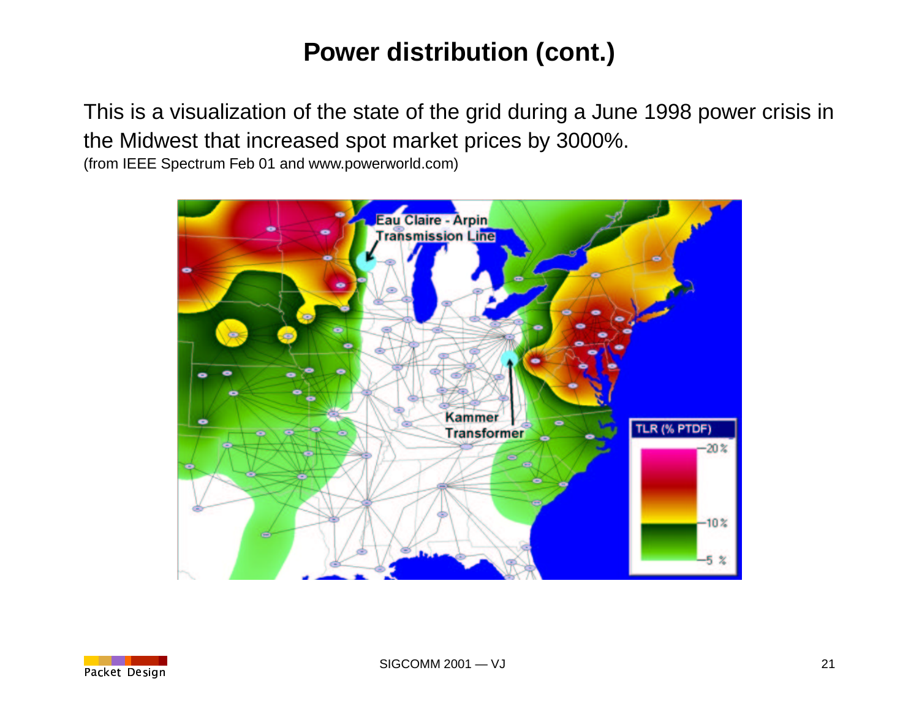# Power distribution (cont.)

This is a visualization of the state of the grid during a June 1998 power crisis in the Midwest that increased spot market prices by 3000%.
(from IEEE Spectrum Feb 01 and www.powerworld.com)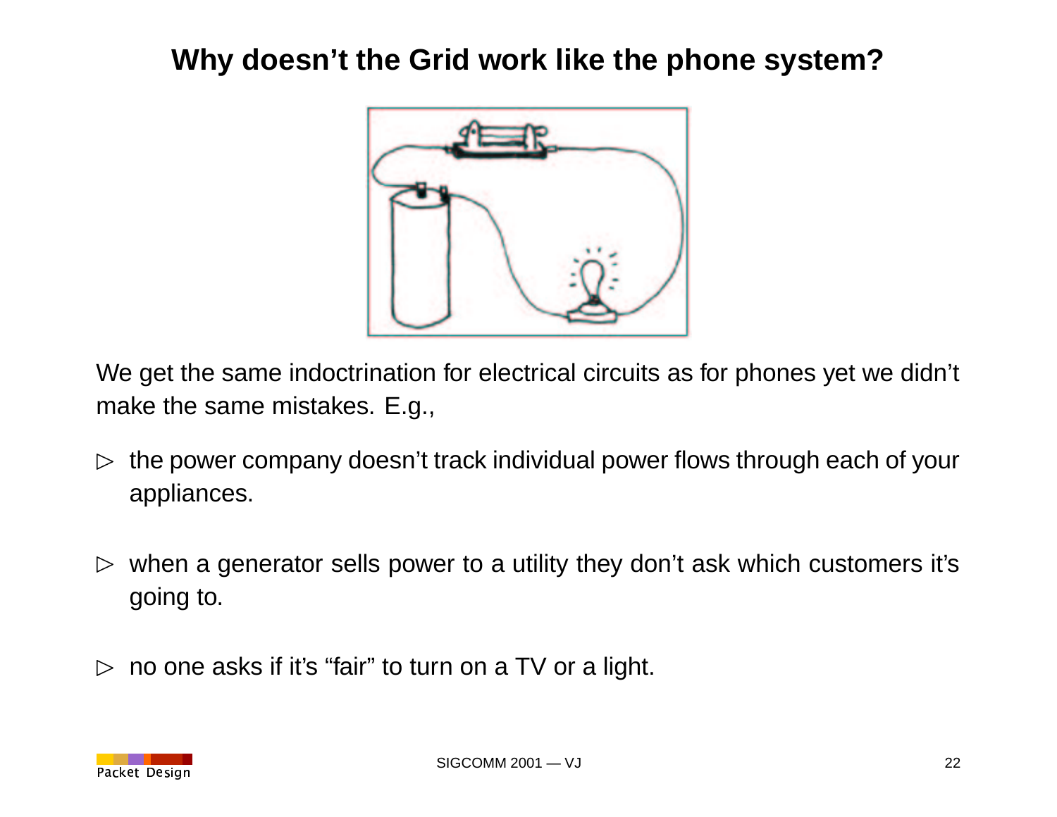# Why doesn't the Grid work like the phone system?

We get the same indoctrination for electrical circuits as for phones yet we didn't make the same mistakes. E.g.,

- the power company doesn't track individual power flows through each of your appliances.
- when a generator sells power to a utility they don't ask which customers it's going to.
- no one asks if it's "fair" to turn on a TV or a light.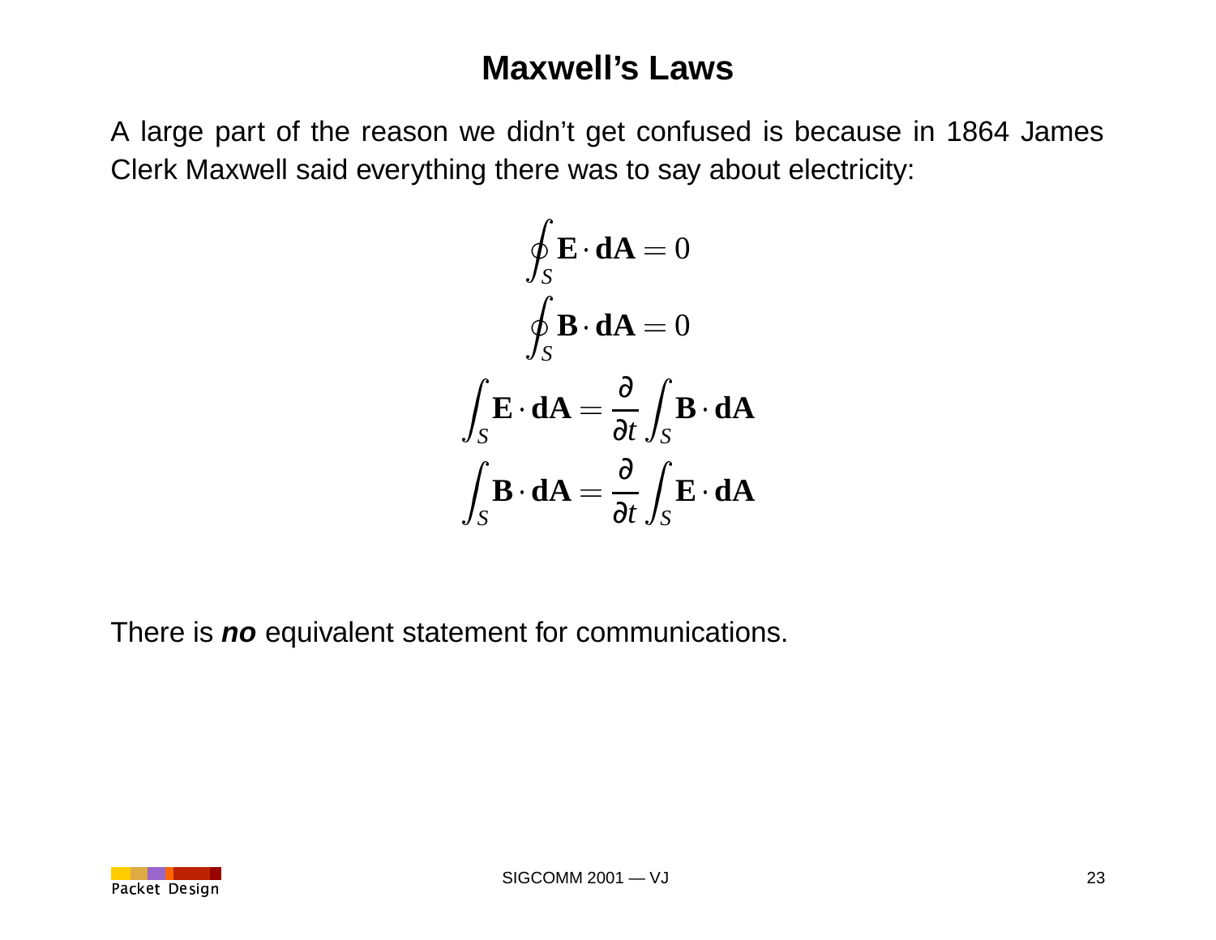# Maxwell's Laws

A large part of the reason we didn't get confused is because in 1864 James Clerk Maxwell said everything there was to say about electricity:

$$\oint_S \mathbf{E} \cdot \mathbf{dA} = 0$$

$$\oint_S \mathbf{B} \cdot \mathbf{dA} = 0$$

$$\int_S \mathbf{E} \cdot \mathbf{dA} = \frac{\partial}{\partial t} \int_S \mathbf{B} \cdot \mathbf{dA}$$

$$\int_S \mathbf{B} \cdot \mathbf{dA} = \frac{\partial}{\partial t} \int_S \mathbf{E} \cdot \mathbf{dA}$$

There is ***no*** equivalent statement for communications.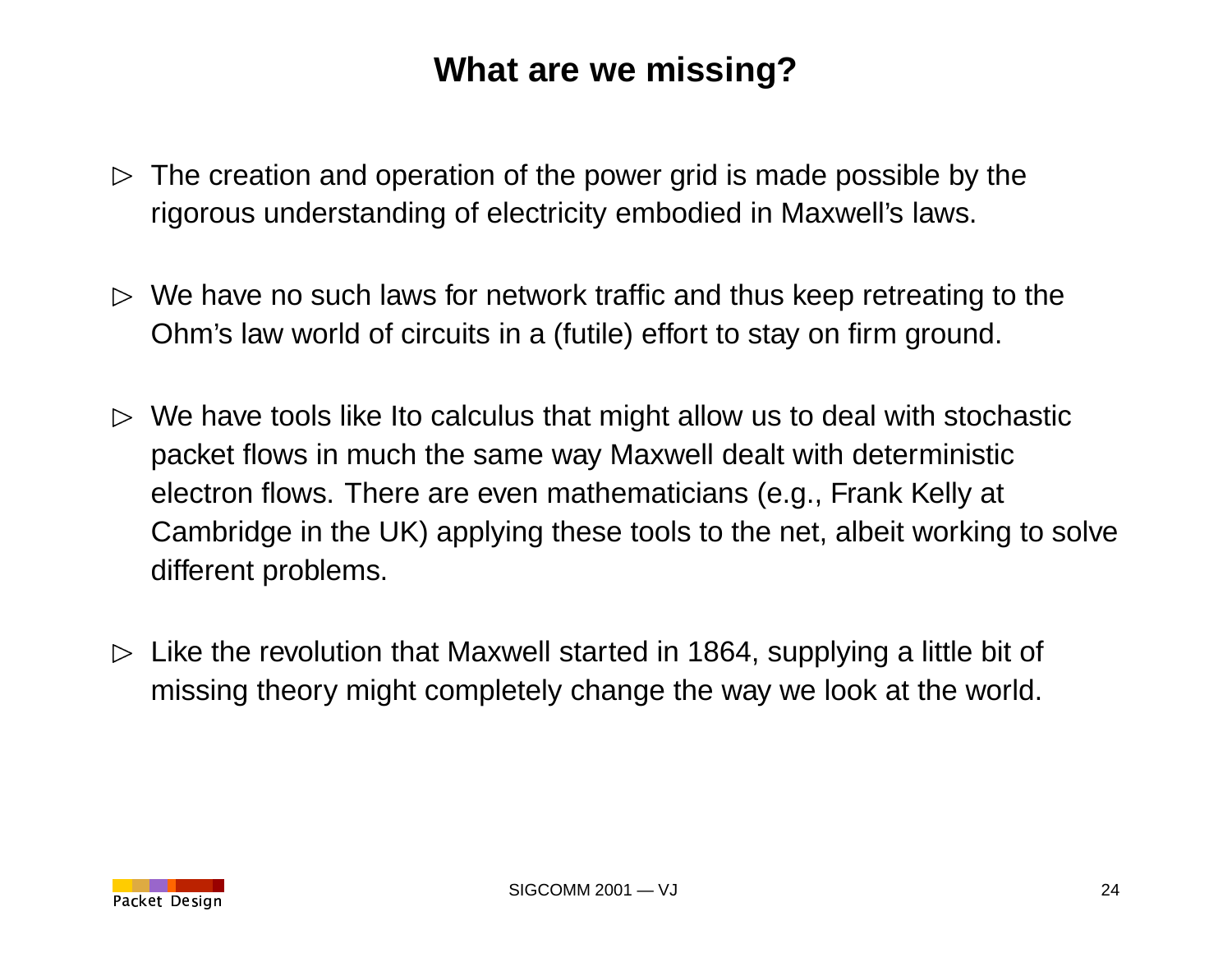# What are we missing?

- The creation and operation of the power grid is made possible by the rigorous understanding of electricity embodied in Maxwell's laws.

- We have no such laws for network traffic and thus keep retreating to the Ohm's law world of circuits in a (futile) effort to stay on firm ground.

- We have tools like Ito calculus that might allow us to deal with stochastic packet flows in much the same way Maxwell dealt with deterministic electron flows. There are even mathematicians (e.g., Frank Kelly at Cambridge in the UK) applying these tools to the net, albeit working to solve different problems.

- Like the revolution that Maxwell started in 1864, supplying a little bit of missing theory might completely change the way we look at the world.